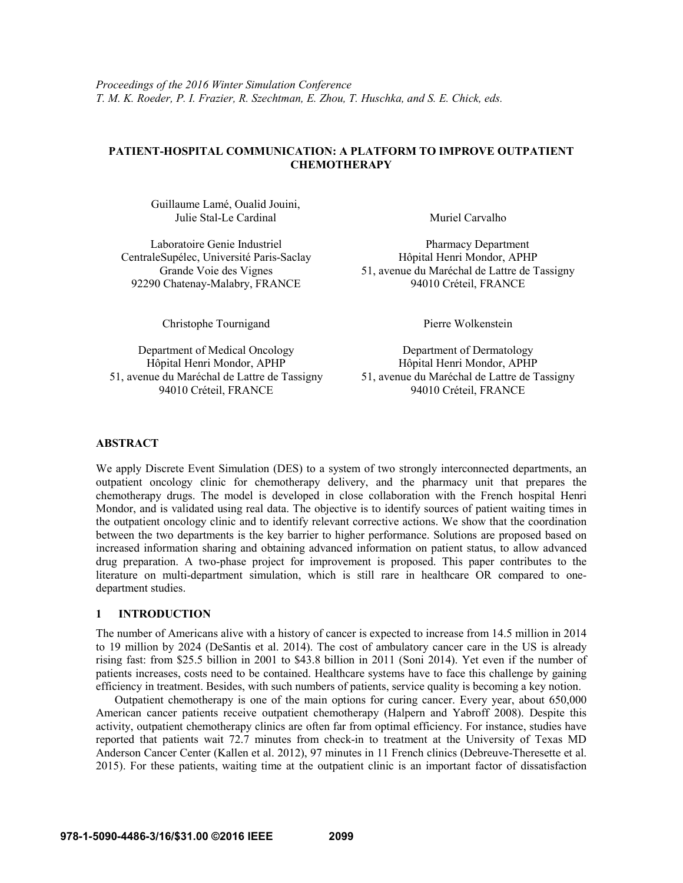*Proceedings of the 2016 Winter Simulation Conference*
*T. M. K. Roeder, P. I. Frazier, R. Szechtman, E. Zhou, T. Huschka, and S. E. Chick, eds.*

# PATIENT-HOSPITAL COMMUNICATION: A PLATFORM TO IMPROVE OUTPATIENT CHEMOTHERAPY

Guillaume Lamé, Oualid Jouini, Julie Stal-Le Cardinal

Laboratoire Genie Industriel
CentraleSupélec, Université Paris-Saclay
Grande Voie des Vignes
92290 Chatenay-Malabry, FRANCE

Muriel Carvalho

Pharmacy Department
Hôpital Henri Mondor, APHP
51, avenue du Maréchal de Lattre de Tassigny
94010 Créteil, FRANCE

Christophe Tournigand

Department of Medical Oncology
Hôpital Henri Mondor, APHP
51, avenue du Maréchal de Lattre de Tassigny
94010 Créteil, FRANCE

Pierre Wolkenstein

Department of Dermatology
Hôpital Henri Mondor, APHP
51, avenue du Maréchal de Lattre de Tassigny
94010 Créteil, FRANCE

## ABSTRACT

We apply Discrete Event Simulation (DES) to a system of two strongly interconnected departments, an outpatient oncology clinic for chemotherapy delivery, and the pharmacy unit that prepares the chemotherapy drugs. The model is developed in close collaboration with the French hospital Henri Mondor, and is validated using real data. The objective is to identify sources of patient waiting times in the outpatient oncology clinic and to identify relevant corrective actions. We show that the coordination between the two departments is the key barrier to higher performance. Solutions are proposed based on increased information sharing and obtaining advanced information on patient status, to allow advanced drug preparation. A two-phase project for improvement is proposed. This paper contributes to the literature on multi-department simulation, which is still rare in healthcare OR compared to one-department studies.

## 1 INTRODUCTION

The number of Americans alive with a history of cancer is expected to increase from 14.5 million in 2014 to 19 million by 2024 (DeSantis et al. 2014). The cost of ambulatory cancer care in the US is already rising fast: from $25.5 billion in 2001 to $43.8 billion in 2011 (Soni 2014). Yet even if the number of patients increases, costs need to be contained. Healthcare systems have to face this challenge by gaining efficiency in treatment. Besides, with such numbers of patients, service quality is becoming a key notion.

Outpatient chemotherapy is one of the main options for curing cancer. Every year, about 650,000 American cancer patients receive outpatient chemotherapy (Halpern and Yabroff 2008). Despite this activity, outpatient chemotherapy clinics are often far from optimal efficiency. For instance, studies have reported that patients wait 72.7 minutes from check-in to treatment at the University of Texas MD Anderson Cancer Center (Kallen et al. 2012), 97 minutes in 11 French clinics (Debreuve-Theresette et al. 2015). For these patients, waiting time at the outpatient clinic is an important factor of dissatisfaction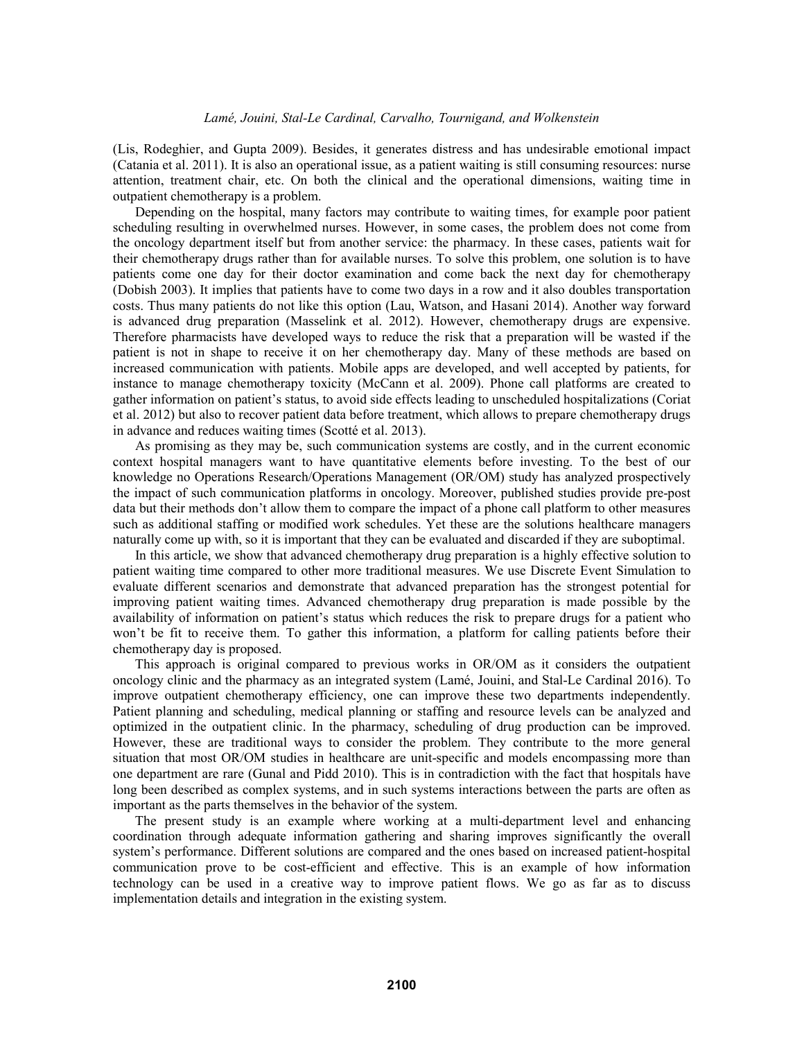(Lis, Rodeghier, and Gupta 2009). Besides, it generates distress and has undesirable emotional impact (Catania et al. 2011). It is also an operational issue, as a patient waiting is still consuming resources: nurse attention, treatment chair, etc. On both the clinical and the operational dimensions, waiting time in outpatient chemotherapy is a problem.

Depending on the hospital, many factors may contribute to waiting times, for example poor patient scheduling resulting in overwhelmed nurses. However, in some cases, the problem does not come from the oncology department itself but from another service: the pharmacy. In these cases, patients wait for their chemotherapy drugs rather than for available nurses. To solve this problem, one solution is to have patients come one day for their doctor examination and come back the next day for chemotherapy (Dobish 2003). It implies that patients have to come two days in a row and it also doubles transportation costs. Thus many patients do not like this option (Lau, Watson, and Hasani 2014). Another way forward is advanced drug preparation (Masselink et al. 2012). However, chemotherapy drugs are expensive. Therefore pharmacists have developed ways to reduce the risk that a preparation will be wasted if the patient is not in shape to receive it on her chemotherapy day. Many of these methods are based on increased communication with patients. Mobile apps are developed, and well accepted by patients, for instance to manage chemotherapy toxicity (McCann et al. 2009). Phone call platforms are created to gather information on patient's status, to avoid side effects leading to unscheduled hospitalizations (Coriat et al. 2012) but also to recover patient data before treatment, which allows to prepare chemotherapy drugs in advance and reduces waiting times (Scotté et al. 2013).

As promising as they may be, such communication systems are costly, and in the current economic context hospital managers want to have quantitative elements before investing. To the best of our knowledge no Operations Research/Operations Management (OR/OM) study has analyzed prospectively the impact of such communication platforms in oncology. Moreover, published studies provide pre-post data but their methods don't allow them to compare the impact of a phone call platform to other measures such as additional staffing or modified work schedules. Yet these are the solutions healthcare managers naturally come up with, so it is important that they can be evaluated and discarded if they are suboptimal.

In this article, we show that advanced chemotherapy drug preparation is a highly effective solution to patient waiting time compared to other more traditional measures. We use Discrete Event Simulation to evaluate different scenarios and demonstrate that advanced preparation has the strongest potential for improving patient waiting times. Advanced chemotherapy drug preparation is made possible by the availability of information on patient's status which reduces the risk to prepare drugs for a patient who won't be fit to receive them. To gather this information, a platform for calling patients before their chemotherapy day is proposed.

This approach is original compared to previous works in OR/OM as it considers the outpatient oncology clinic and the pharmacy as an integrated system (Lamé, Jouini, and Stal-Le Cardinal 2016). To improve outpatient chemotherapy efficiency, one can improve these two departments independently. Patient planning and scheduling, medical planning or staffing and resource levels can be analyzed and optimized in the outpatient clinic. In the pharmacy, scheduling of drug production can be improved. However, these are traditional ways to consider the problem. They contribute to the more general situation that most OR/OM studies in healthcare are unit-specific and models encompassing more than one department are rare (Gunal and Pidd 2010). This is in contradiction with the fact that hospitals have long been described as complex systems, and in such systems interactions between the parts are often as important as the parts themselves in the behavior of the system.

The present study is an example where working at a multi-department level and enhancing coordination through adequate information gathering and sharing improves significantly the overall system's performance. Different solutions are compared and the ones based on increased patient-hospital communication prove to be cost-efficient and effective. This is an example of how information technology can be used in a creative way to improve patient flows. We go as far as to discuss implementation details and integration in the existing system.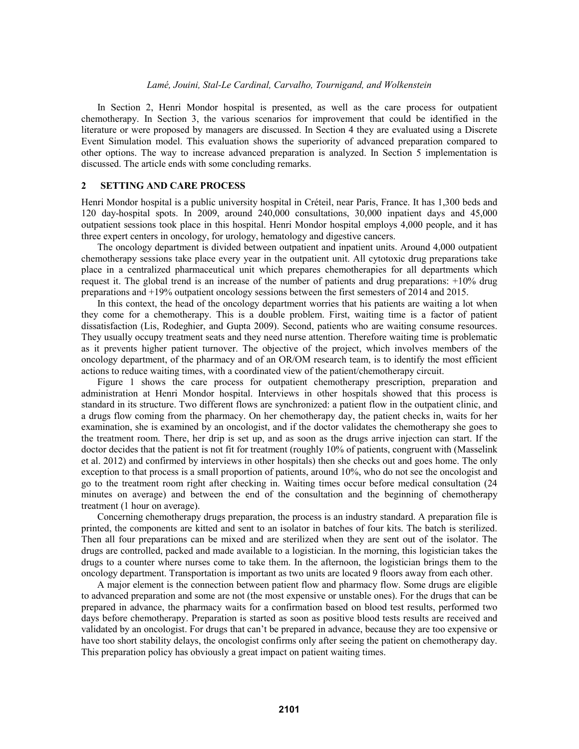In Section 2, Henri Mondor hospital is presented, as well as the care process for outpatient chemotherapy. In Section 3, the various scenarios for improvement that could be identified in the literature or were proposed by managers are discussed. In Section 4 they are evaluated using a Discrete Event Simulation model. This evaluation shows the superiority of advanced preparation compared to other options. The way to increase advanced preparation is analyzed. In Section 5 implementation is discussed. The article ends with some concluding remarks.

## 2 SETTING AND CARE PROCESS

Henri Mondor hospital is a public university hospital in Créteil, near Paris, France. It has 1,300 beds and 120 day-hospital spots. In 2009, around 240,000 consultations, 30,000 inpatient days and 45,000 outpatient sessions took place in this hospital. Henri Mondor hospital employs 4,000 people, and it has three expert centers in oncology, for urology, hematology and digestive cancers.

The oncology department is divided between outpatient and inpatient units. Around 4,000 outpatient chemotherapy sessions take place every year in the outpatient unit. All cytotoxic drug preparations take place in a centralized pharmaceutical unit which prepares chemotherapies for all departments which request it. The global trend is an increase of the number of patients and drug preparations: +10% drug preparations and +19% outpatient oncology sessions between the first semesters of 2014 and 2015.

In this context, the head of the oncology department worries that his patients are waiting a lot when they come for a chemotherapy. This is a double problem. First, waiting time is a factor of patient dissatisfaction (Lis, Rodeghier, and Gupta 2009). Second, patients who are waiting consume resources. They usually occupy treatment seats and they need nurse attention. Therefore waiting time is problematic as it prevents higher patient turnover. The objective of the project, which involves members of the oncology department, of the pharmacy and of an OR/OM research team, is to identify the most efficient actions to reduce waiting times, with a coordinated view of the patient/chemotherapy circuit.

Figure 1 shows the care process for outpatient chemotherapy prescription, preparation and administration at Henri Mondor hospital. Interviews in other hospitals showed that this process is standard in its structure. Two different flows are synchronized: a patient flow in the outpatient clinic, and a drugs flow coming from the pharmacy. On her chemotherapy day, the patient checks in, waits for her examination, she is examined by an oncologist, and if the doctor validates the chemotherapy she goes to the treatment room. There, her drip is set up, and as soon as the drugs arrive injection can start. If the doctor decides that the patient is not fit for treatment (roughly 10% of patients, congruent with (Masselink et al. 2012) and confirmed by interviews in other hospitals) then she checks out and goes home. The only exception to that process is a small proportion of patients, around 10%, who do not see the oncologist and go to the treatment room right after checking in. Waiting times occur before medical consultation (24 minutes on average) and between the end of the consultation and the beginning of chemotherapy treatment (1 hour on average).

Concerning chemotherapy drugs preparation, the process is an industry standard. A preparation file is printed, the components are kitted and sent to an isolator in batches of four kits. The batch is sterilized. Then all four preparations can be mixed and are sterilized when they are sent out of the isolator. The drugs are controlled, packed and made available to a logistician. In the morning, this logistician takes the drugs to a counter where nurses come to take them. In the afternoon, the logistician brings them to the oncology department. Transportation is important as two units are located 9 floors away from each other.

A major element is the connection between patient flow and pharmacy flow. Some drugs are eligible to advanced preparation and some are not (the most expensive or unstable ones). For the drugs that can be prepared in advance, the pharmacy waits for a confirmation based on blood test results, performed two days before chemotherapy. Preparation is started as soon as positive blood tests results are received and validated by an oncologist. For drugs that can't be prepared in advance, because they are too expensive or have too short stability delays, the oncologist confirms only after seeing the patient on chemotherapy day. This preparation policy has obviously a great impact on patient waiting times.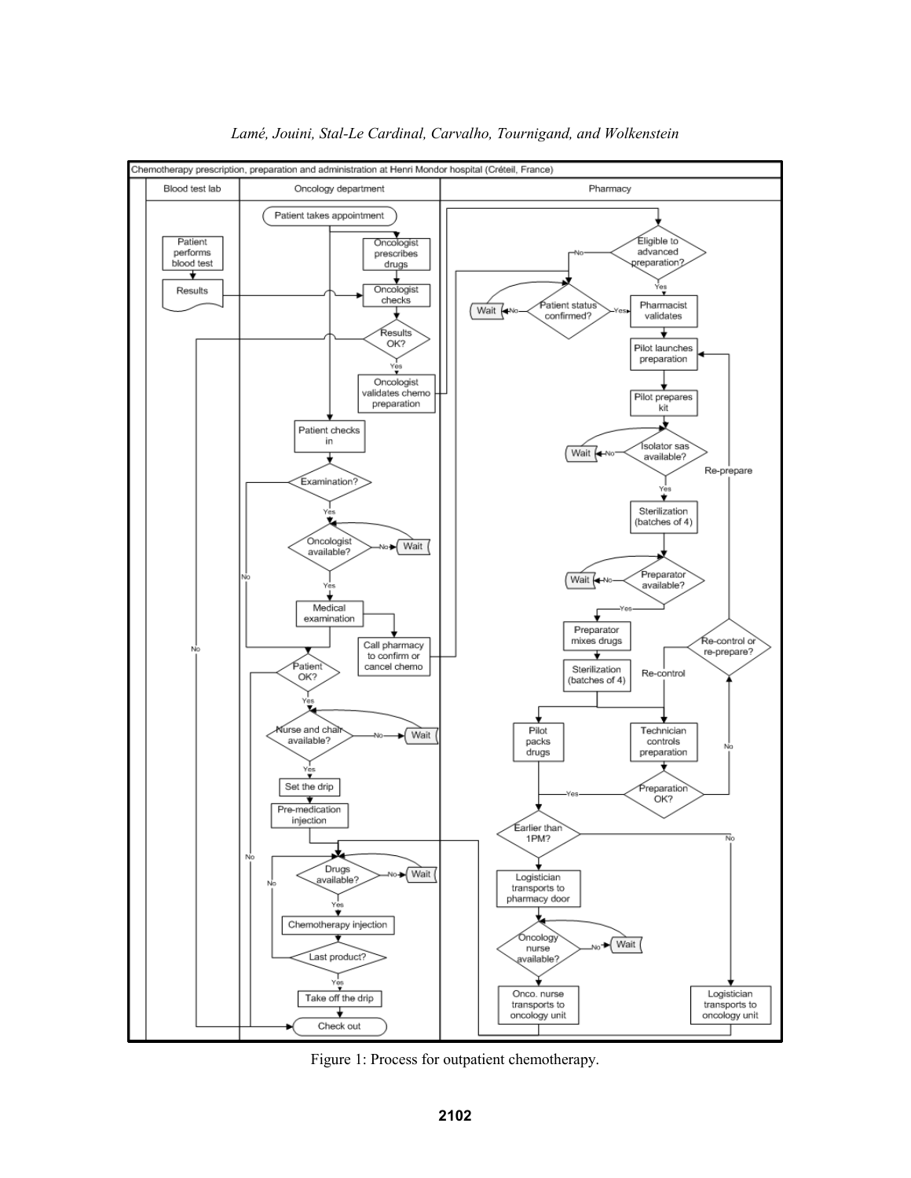Figure 1: Process for outpatient chemotherapy.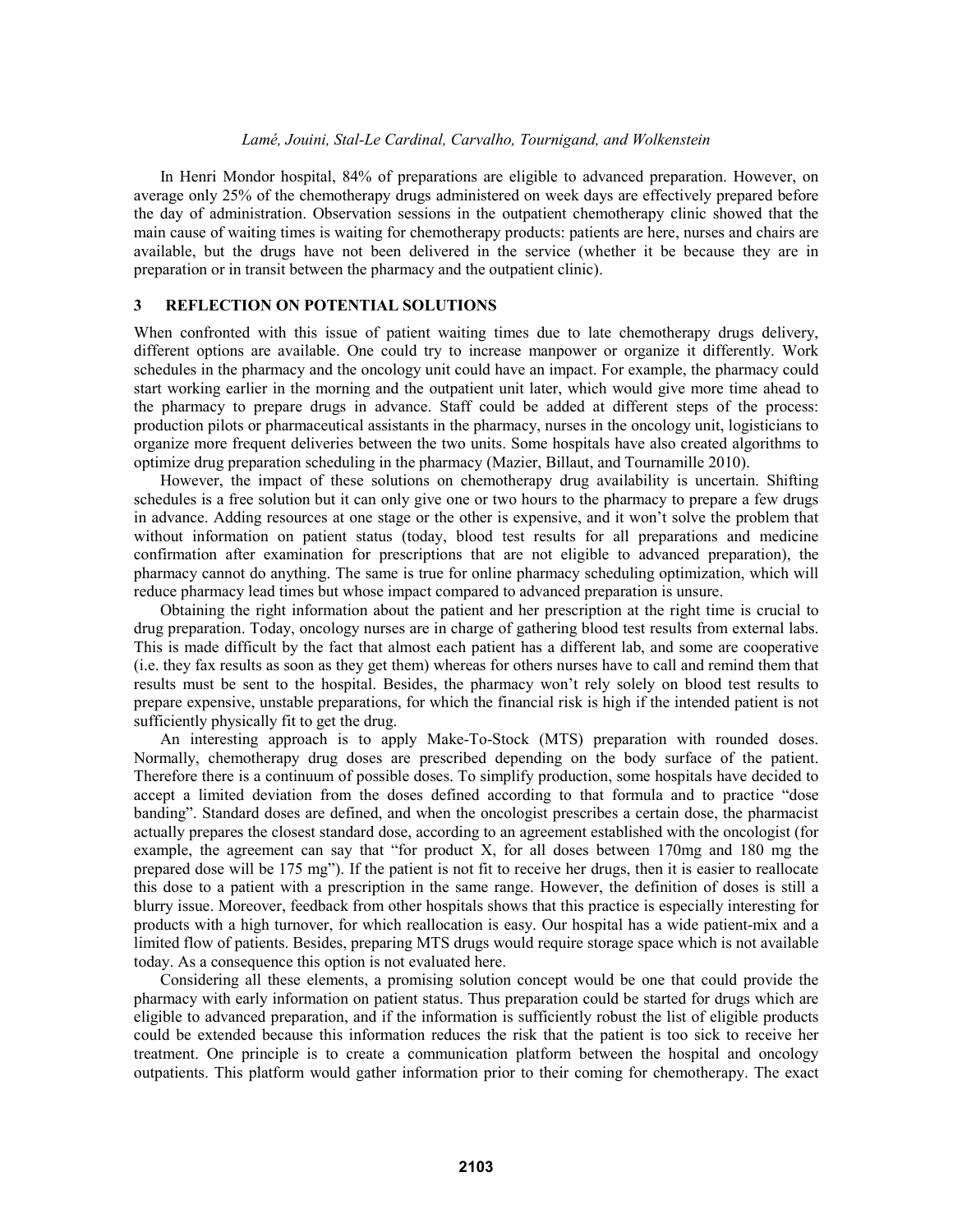In Henri Mondor hospital, 84% of preparations are eligible to advanced preparation. However, on average only 25% of the chemotherapy drugs administered on week days are effectively prepared before the day of administration. Observation sessions in the outpatient chemotherapy clinic showed that the main cause of waiting times is waiting for chemotherapy products: patients are here, nurses and chairs are available, but the drugs have not been delivered in the service (whether it be because they are in preparation or in transit between the pharmacy and the outpatient clinic).

## 3 REFLECTION ON POTENTIAL SOLUTIONS

When confronted with this issue of patient waiting times due to late chemotherapy drugs delivery, different options are available. One could try to increase manpower or organize it differently. Work schedules in the pharmacy and the oncology unit could have an impact. For example, the pharmacy could start working earlier in the morning and the outpatient unit later, which would give more time ahead to the pharmacy to prepare drugs in advance. Staff could be added at different steps of the process: production pilots or pharmaceutical assistants in the pharmacy, nurses in the oncology unit, logisticians to organize more frequent deliveries between the two units. Some hospitals have also created algorithms to optimize drug preparation scheduling in the pharmacy (Mazier, Billaut, and Tournamille 2010).

However, the impact of these solutions on chemotherapy drug availability is uncertain. Shifting schedules is a free solution but it can only give one or two hours to the pharmacy to prepare a few drugs in advance. Adding resources at one stage or the other is expensive, and it won't solve the problem that without information on patient status (today, blood test results for all preparations and medicine confirmation after examination for prescriptions that are not eligible to advanced preparation), the pharmacy cannot do anything. The same is true for online pharmacy scheduling optimization, which will reduce pharmacy lead times but whose impact compared to advanced preparation is unsure.

Obtaining the right information about the patient and her prescription at the right time is crucial to drug preparation. Today, oncology nurses are in charge of gathering blood test results from external labs. This is made difficult by the fact that almost each patient has a different lab, and some are cooperative (i.e. they fax results as soon as they get them) whereas for others nurses have to call and remind them that results must be sent to the hospital. Besides, the pharmacy won't rely solely on blood test results to prepare expensive, unstable preparations, for which the financial risk is high if the intended patient is not sufficiently physically fit to get the drug.

An interesting approach is to apply Make-To-Stock (MTS) preparation with rounded doses. Normally, chemotherapy drug doses are prescribed depending on the body surface of the patient. Therefore there is a continuum of possible doses. To simplify production, some hospitals have decided to accept a limited deviation from the doses defined according to that formula and to practice "dose banding". Standard doses are defined, and when the oncologist prescribes a certain dose, the pharmacist actually prepares the closest standard dose, according to an agreement established with the oncologist (for example, the agreement can say that "for product X, for all doses between 170mg and 180 mg the prepared dose will be 175 mg"). If the patient is not fit to receive her drugs, then it is easier to reallocate this dose to a patient with a prescription in the same range. However, the definition of doses is still a blurry issue. Moreover, feedback from other hospitals shows that this practice is especially interesting for products with a high turnover, for which reallocation is easy. Our hospital has a wide patient-mix and a limited flow of patients. Besides, preparing MTS drugs would require storage space which is not available today. As a consequence this option is not evaluated here.

Considering all these elements, a promising solution concept would be one that could provide the pharmacy with early information on patient status. Thus preparation could be started for drugs which are eligible to advanced preparation, and if the information is sufficiently robust the list of eligible products could be extended because this information reduces the risk that the patient is too sick to receive her treatment. One principle is to create a communication platform between the hospital and oncology outpatients. This platform would gather information prior to their coming for chemotherapy. The exact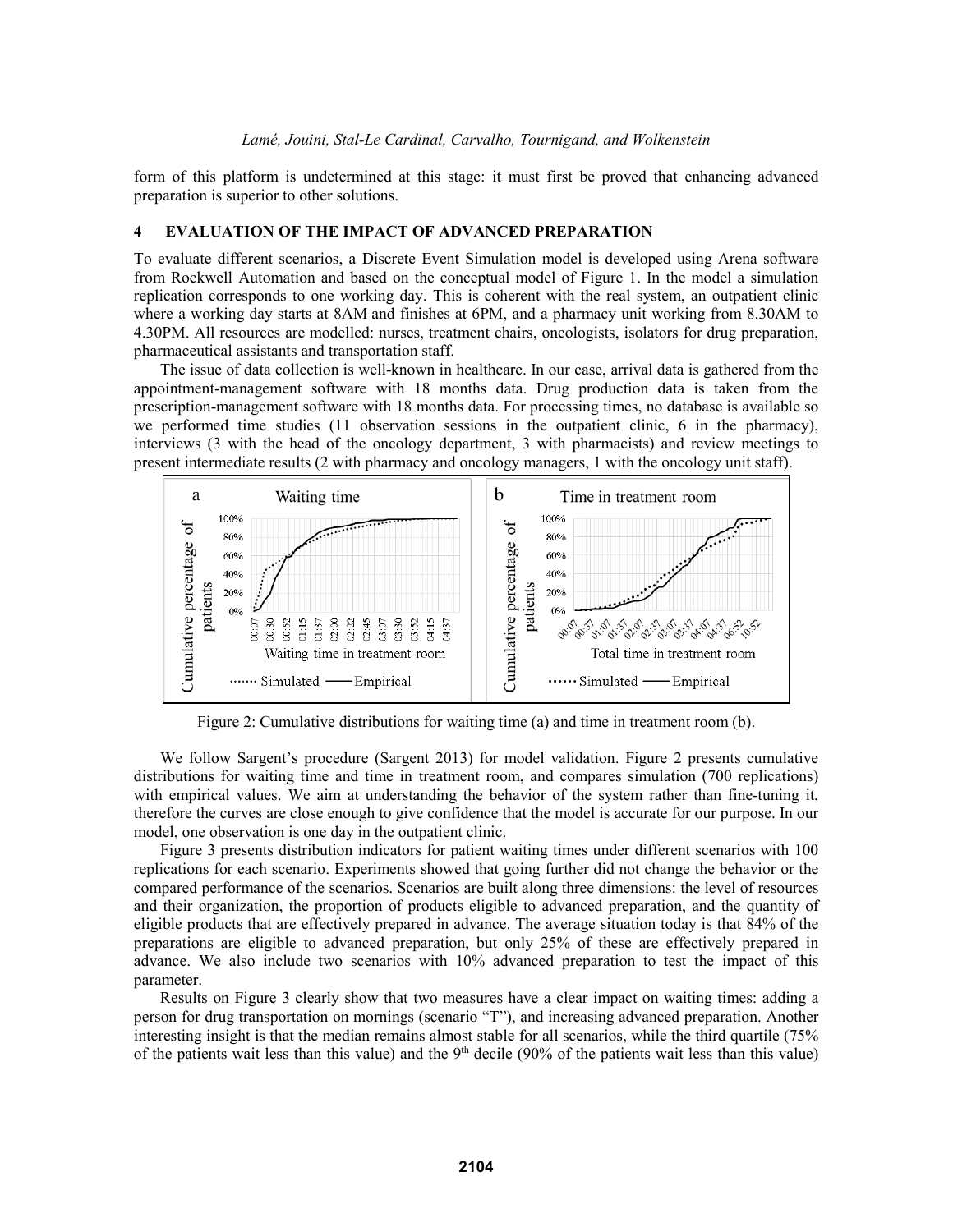form of this platform is undetermined at this stage: it must first be proved that enhancing advanced preparation is superior to other solutions.

## 4 EVALUATION OF THE IMPACT OF ADVANCED PREPARATION

To evaluate different scenarios, a Discrete Event Simulation model is developed using Arena software from Rockwell Automation and based on the conceptual model of Figure 1. In the model a simulation replication corresponds to one working day. This is coherent with the real system, an outpatient clinic where a working day starts at 8AM and finishes at 6PM, and a pharmacy unit working from 8.30AM to 4.30PM. All resources are modelled: nurses, treatment chairs, oncologists, isolators for drug preparation, pharmaceutical assistants and transportation staff.

The issue of data collection is well-known in healthcare. In our case, arrival data is gathered from the appointment-management software with 18 months data. Drug production data is taken from the prescription-management software with 18 months data. For processing times, no database is available so we performed time studies (11 observation sessions in the outpatient clinic, 6 in the pharmacy), interviews (3 with the head of the oncology department, 3 with pharmacists) and review meetings to present intermediate results (2 with pharmacy and oncology managers, 1 with the oncology unit staff).

Figure 2: Cumulative distributions for waiting time (a) and time in treatment room (b).

We follow Sargent's procedure (Sargent 2013) for model validation. Figure 2 presents cumulative distributions for waiting time and time in treatment room, and compares simulation (700 replications) with empirical values. We aim at understanding the behavior of the system rather than fine-tuning it, therefore the curves are close enough to give confidence that the model is accurate for our purpose. In our model, one observation is one day in the outpatient clinic.

Figure 3 presents distribution indicators for patient waiting times under different scenarios with 100 replications for each scenario. Experiments showed that going further did not change the behavior or the compared performance of the scenarios. Scenarios are built along three dimensions: the level of resources and their organization, the proportion of products eligible to advanced preparation, and the quantity of eligible products that are effectively prepared in advance. The average situation today is that 84% of the preparations are eligible to advanced preparation, but only 25% of these are effectively prepared in advance. We also include two scenarios with 10% advanced preparation to test the impact of this parameter.

Results on Figure 3 clearly show that two measures have a clear impact on waiting times: adding a person for drug transportation on mornings (scenario "T"), and increasing advanced preparation. Another interesting insight is that the median remains almost stable for all scenarios, while the third quartile (75% of the patients wait less than this value) and the 9th decile (90% of the patients wait less than this value)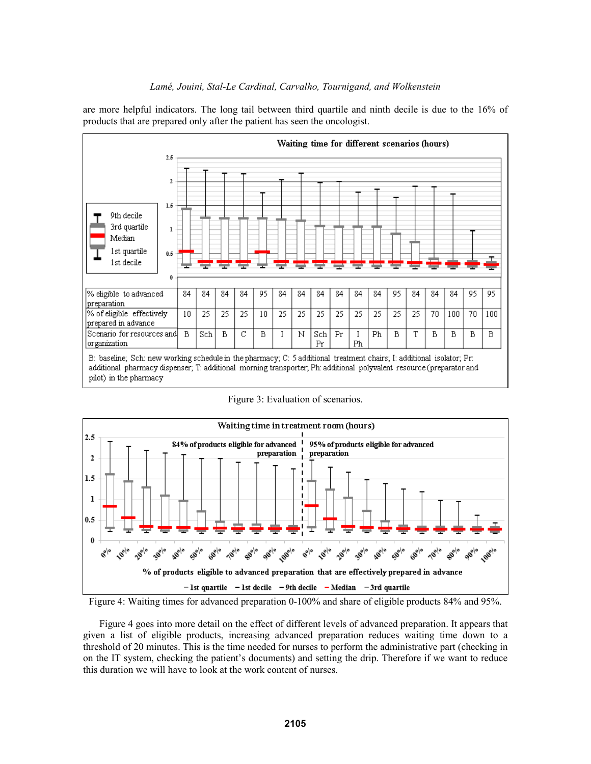are more helpful indicators. The long tail between third quartile and ninth decile is due to the 16% of products that are prepared only after the patient has seen the oncologist.

| % eligible to advanced preparation | 84 | 84 | 84 | 84 | 95 | 84 | 84 | 84 | 84 | 84 | 84 | 95 | 84 | 84 | 84 | 95 | 95 |
|---|---|---|---|---|---|---|---|---|---|---|---|---|---|---|---|---|---|
| % of eligible effectively prepared in advance | 10 | 25 | 25 | 25 | 10 | 25 | 25 | 25 | 25 | 25 | 25 | 25 | 25 | 70 | 100 | 70 | 100 |
| Scenario for resources and organization | B | Sch | B | C | B | I | N | Sch Pr | Pr | I Ph | Ph | B | T | B | B | B | B |

B: baseline; Sch: new working schedule in the pharmacy; C: 5 additional treatment chairs; I: additional isolator; Pr: additional pharmacy dispenser; T: additional morning transporter; Ph: additional polyvalent resource (preparator and pilot) in the pharmacy

Figure 3: Evaluation of scenarios.

Figure 4: Waiting times for advanced preparation 0-100% and share of eligible products 84% and 95%.

Figure 4 goes into more detail on the effect of different levels of advanced preparation. It appears that given a list of eligible products, increasing advanced preparation reduces waiting time down to a threshold of 20 minutes. This is the time needed for nurses to perform the administrative part (checking in on the IT system, checking the patient's documents) and setting the drip. Therefore if we want to reduce this duration we will have to look at the work content of nurses.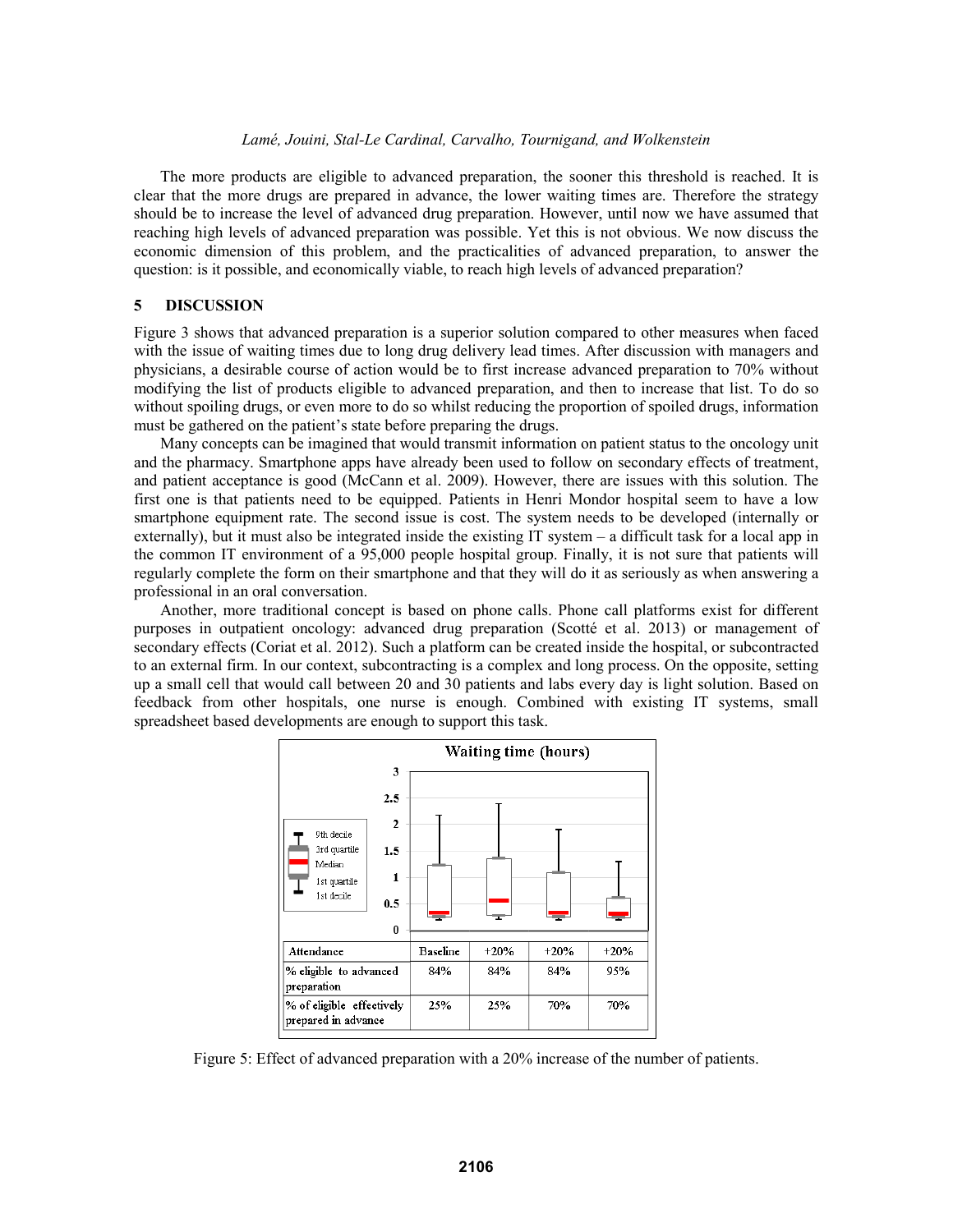The more products are eligible to advanced preparation, the sooner this threshold is reached. It is clear that the more drugs are prepared in advance, the lower waiting times are. Therefore the strategy should be to increase the level of advanced drug preparation. However, until now we have assumed that reaching high levels of advanced preparation was possible. Yet this is not obvious. We now discuss the economic dimension of this problem, and the practicalities of advanced preparation, to answer the question: is it possible, and economically viable, to reach high levels of advanced preparation?

## 5 DISCUSSION

Figure 3 shows that advanced preparation is a superior solution compared to other measures when faced with the issue of waiting times due to long drug delivery lead times. After discussion with managers and physicians, a desirable course of action would be to first increase advanced preparation to 70% without modifying the list of products eligible to advanced preparation, and then to increase that list. To do so without spoiling drugs, or even more to do so whilst reducing the proportion of spoiled drugs, information must be gathered on the patient's state before preparing the drugs.

Many concepts can be imagined that would transmit information on patient status to the oncology unit and the pharmacy. Smartphone apps have already been used to follow on secondary effects of treatment, and patient acceptance is good (McCann et al. 2009). However, there are issues with this solution. The first one is that patients need to be equipped. Patients in Henri Mondor hospital seem to have a low smartphone equipment rate. The second issue is cost. The system needs to be developed (internally or externally), but it must also be integrated inside the existing IT system – a difficult task for a local app in the common IT environment of a 95,000 people hospital group. Finally, it is not sure that patients will regularly complete the form on their smartphone and that they will do it as seriously as when answering a professional in an oral conversation.

Another, more traditional concept is based on phone calls. Phone call platforms exist for different purposes in outpatient oncology: advanced drug preparation (Scotté et al. 2013) or management of secondary effects (Coriat et al. 2012). Such a platform can be created inside the hospital, or subcontracted to an external firm. In our context, subcontracting is a complex and long process. On the opposite, setting up a small cell that would call between 20 and 30 patients and labs every day is light solution. Based on feedback from other hospitals, one nurse is enough. Combined with existing IT systems, small spreadsheet based developments are enough to support this task.

| Attendance | Baseline | +20% | +20% | +20% |
|---|---|---|---|---|
| % eligible to advanced preparation | 84% | 84% | 84% | 95% |
| % of eligible effectively prepared in advance | 25% | 25% | 70% | 70% |

Figure 5: Effect of advanced preparation with a 20% increase of the number of patients.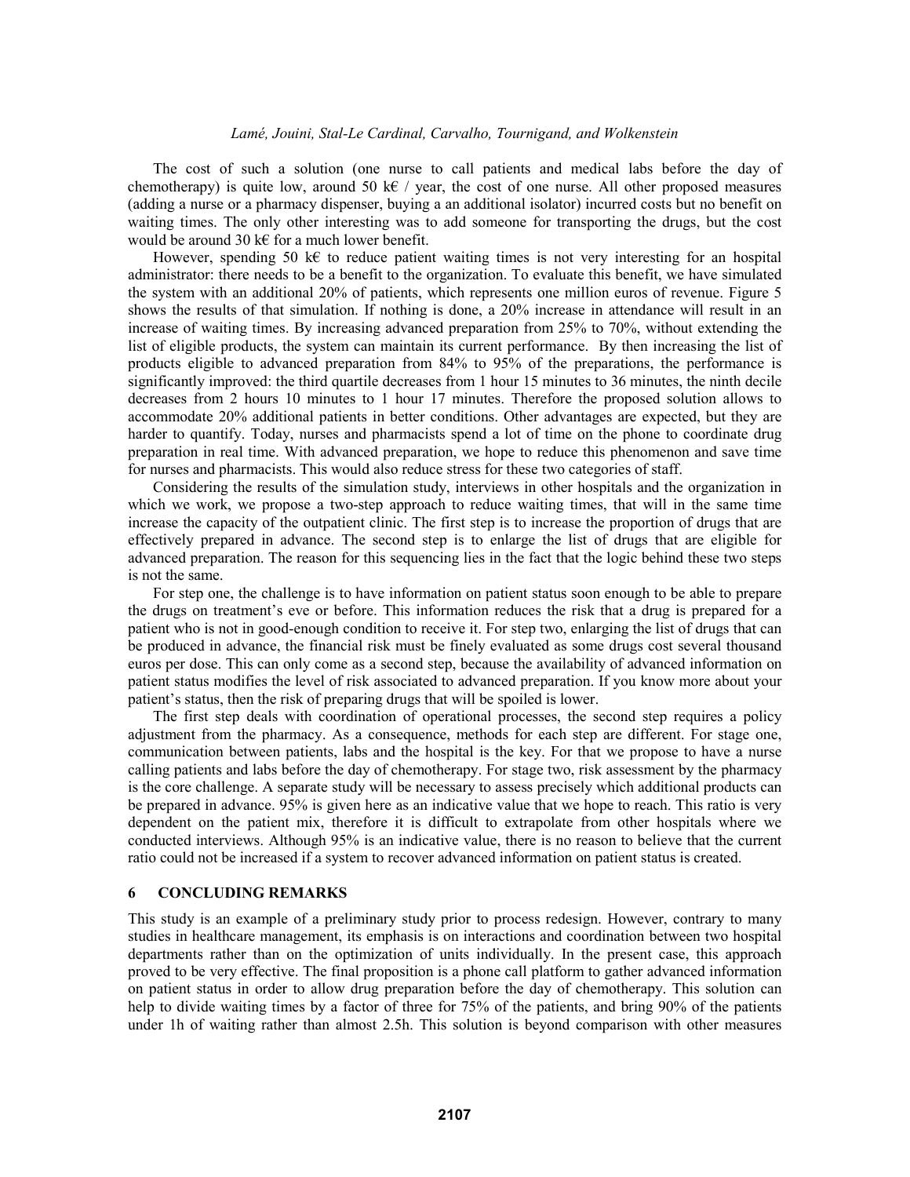The cost of such a solution (one nurse to call patients and medical labs before the day of chemotherapy) is quite low, around 50 k€ / year, the cost of one nurse. All other proposed measures (adding a nurse or a pharmacy dispenser, buying a an additional isolator) incurred costs but no benefit on waiting times. The only other interesting was to add someone for transporting the drugs, but the cost would be around 30 k€ for a much lower benefit.

However, spending 50 k€ to reduce patient waiting times is not very interesting for an hospital administrator: there needs to be a benefit to the organization. To evaluate this benefit, we have simulated the system with an additional 20% of patients, which represents one million euros of revenue. Figure 5 shows the results of that simulation. If nothing is done, a 20% increase in attendance will result in an increase of waiting times. By increasing advanced preparation from 25% to 70%, without extending the list of eligible products, the system can maintain its current performance. By then increasing the list of products eligible to advanced preparation from 84% to 95% of the preparations, the performance is significantly improved: the third quartile decreases from 1 hour 15 minutes to 36 minutes, the ninth decile decreases from 2 hours 10 minutes to 1 hour 17 minutes. Therefore the proposed solution allows to accommodate 20% additional patients in better conditions. Other advantages are expected, but they are harder to quantify. Today, nurses and pharmacists spend a lot of time on the phone to coordinate drug preparation in real time. With advanced preparation, we hope to reduce this phenomenon and save time for nurses and pharmacists. This would also reduce stress for these two categories of staff.

Considering the results of the simulation study, interviews in other hospitals and the organization in which we work, we propose a two-step approach to reduce waiting times, that will in the same time increase the capacity of the outpatient clinic. The first step is to increase the proportion of drugs that are effectively prepared in advance. The second step is to enlarge the list of drugs that are eligible for advanced preparation. The reason for this sequencing lies in the fact that the logic behind these two steps is not the same.

For step one, the challenge is to have information on patient status soon enough to be able to prepare the drugs on treatment's eve or before. This information reduces the risk that a drug is prepared for a patient who is not in good-enough condition to receive it. For step two, enlarging the list of drugs that can be produced in advance, the financial risk must be finely evaluated as some drugs cost several thousand euros per dose. This can only come as a second step, because the availability of advanced information on patient status modifies the level of risk associated to advanced preparation. If you know more about your patient's status, then the risk of preparing drugs that will be spoiled is lower.

The first step deals with coordination of operational processes, the second step requires a policy adjustment from the pharmacy. As a consequence, methods for each step are different. For stage one, communication between patients, labs and the hospital is the key. For that we propose to have a nurse calling patients and labs before the day of chemotherapy. For stage two, risk assessment by the pharmacy is the core challenge. A separate study will be necessary to assess precisely which additional products can be prepared in advance. 95% is given here as an indicative value that we hope to reach. This ratio is very dependent on the patient mix, therefore it is difficult to extrapolate from other hospitals where we conducted interviews. Although 95% is an indicative value, there is no reason to believe that the current ratio could not be increased if a system to recover advanced information on patient status is created.

## 6 CONCLUDING REMARKS

This study is an example of a preliminary study prior to process redesign. However, contrary to many studies in healthcare management, its emphasis is on interactions and coordination between two hospital departments rather than on the optimization of units individually. In the present case, this approach proved to be very effective. The final proposition is a phone call platform to gather advanced information on patient status in order to allow drug preparation before the day of chemotherapy. This solution can help to divide waiting times by a factor of three for 75% of the patients, and bring 90% of the patients under 1h of waiting rather than almost 2.5h. This solution is beyond comparison with other measures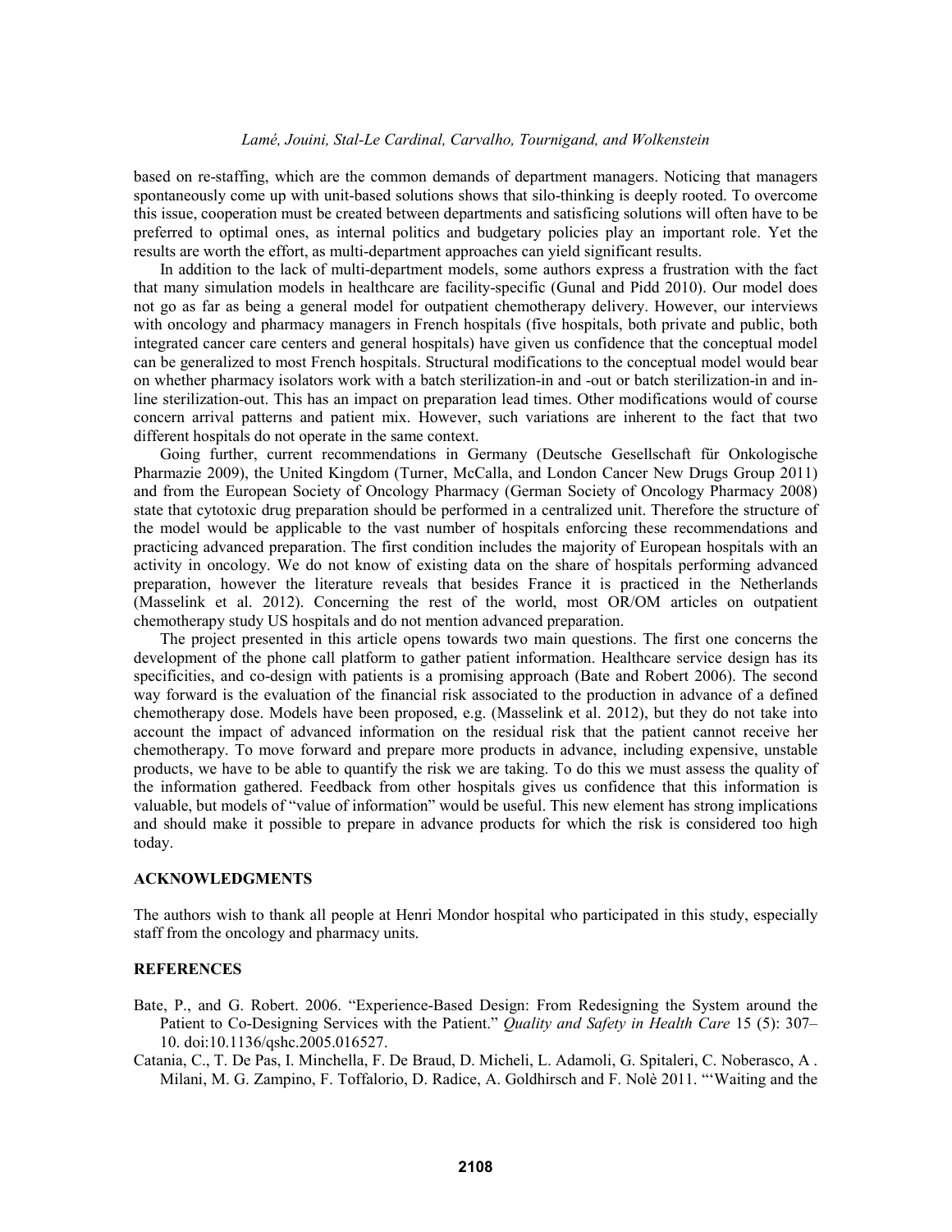based on re-staffing, which are the common demands of department managers. Noticing that managers spontaneously come up with unit-based solutions shows that silo-thinking is deeply rooted. To overcome this issue, cooperation must be created between departments and satisficing solutions will often have to be preferred to optimal ones, as internal politics and budgetary policies play an important role. Yet the results are worth the effort, as multi-department approaches can yield significant results.

In addition to the lack of multi-department models, some authors express a frustration with the fact that many simulation models in healthcare are facility-specific (Gunal and Pidd 2010). Our model does not go as far as being a general model for outpatient chemotherapy delivery. However, our interviews with oncology and pharmacy managers in French hospitals (five hospitals, both private and public, both integrated cancer care centers and general hospitals) have given us confidence that the conceptual model can be generalized to most French hospitals. Structural modifications to the conceptual model would bear on whether pharmacy isolators work with a batch sterilization-in and -out or batch sterilization-in and in-line sterilization-out. This has an impact on preparation lead times. Other modifications would of course concern arrival patterns and patient mix. However, such variations are inherent to the fact that two different hospitals do not operate in the same context.

Going further, current recommendations in Germany (Deutsche Gesellschaft für Onkologische Pharmazie 2009), the United Kingdom (Turner, McCalla, and London Cancer New Drugs Group 2011) and from the European Society of Oncology Pharmacy (German Society of Oncology Pharmacy 2008) state that cytotoxic drug preparation should be performed in a centralized unit. Therefore the structure of the model would be applicable to the vast number of hospitals enforcing these recommendations and practicing advanced preparation. The first condition includes the majority of European hospitals with an activity in oncology. We do not know of existing data on the share of hospitals performing advanced preparation, however the literature reveals that besides France it is practiced in the Netherlands (Masselink et al. 2012). Concerning the rest of the world, most OR/OM articles on outpatient chemotherapy study US hospitals and do not mention advanced preparation.

The project presented in this article opens towards two main questions. The first one concerns the development of the phone call platform to gather patient information. Healthcare service design has its specificities, and co-design with patients is a promising approach (Bate and Robert 2006). The second way forward is the evaluation of the financial risk associated to the production in advance of a defined chemotherapy dose. Models have been proposed, e.g. (Masselink et al. 2012), but they do not take into account the impact of advanced information on the residual risk that the patient cannot receive her chemotherapy. To move forward and prepare more products in advance, including expensive, unstable products, we have to be able to quantify the risk we are taking. To do this we must assess the quality of the information gathered. Feedback from other hospitals gives us confidence that this information is valuable, but models of "value of information" would be useful. This new element has strong implications and should make it possible to prepare in advance products for which the risk is considered too high today.

## ACKNOWLEDGMENTS

The authors wish to thank all people at Henri Mondor hospital who participated in this study, especially staff from the oncology and pharmacy units.

## REFERENCES

Bate, P., and G. Robert. 2006. "Experience-Based Design: From Redesigning the System around the Patient to Co-Designing Services with the Patient." *Quality and Safety in Health Care* 15 (5): 307–10. doi:10.1136/qshc.2005.016527.

Catania, C., T. De Pas, I. Minchella, F. De Braud, D. Micheli, L. Adamoli, G. Spitaleri, C. Noberasco, A . Milani, M. G. Zampino, F. Toffalorio, D. Radice, A. Goldhirsch and F. Nolè 2011. "'Waiting and the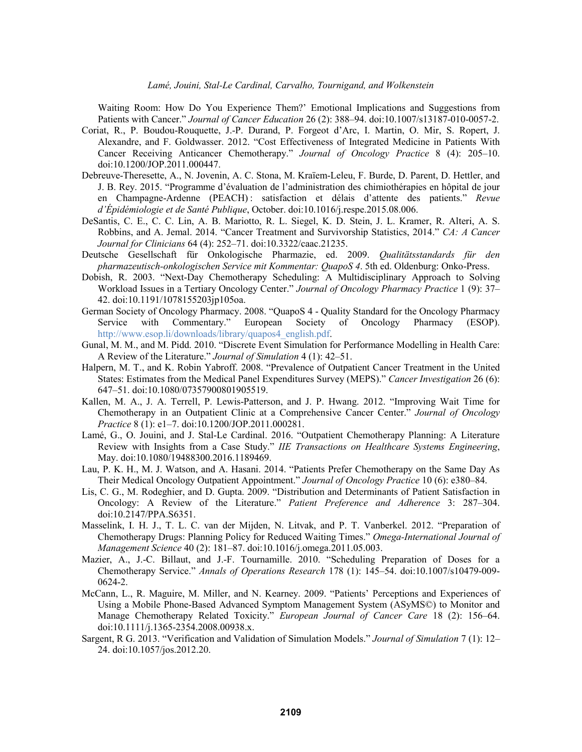Waiting Room: How Do You Experience Them?' Emotional Implications and Suggestions from Patients with Cancer." *Journal of Cancer Education* 26 (2): 388–94. doi:10.1007/s13187-010-0057-2.

Coriat, R., P. Boudou-Rouquette, J.-P. Durand, P. Forgeot d'Arc, I. Martin, O. Mir, S. Ropert, J. Alexandre, and F. Goldwasser. 2012. "Cost Effectiveness of Integrated Medicine in Patients With Cancer Receiving Anticancer Chemotherapy." *Journal of Oncology Practice* 8 (4): 205–10. doi:10.1200/JOP.2011.000447.

Debreuve-Theresette, A., N. Jovenin, A. C. Stona, M. Kraïem-Leleu, F. Burde, D. Parent, D. Hettler, and J. B. Rey. 2015. "Programme d'évaluation de l'administration des chimiothérapies en hôpital de jour en Champagne-Ardenne (PEACH) : satisfaction et délais d'attente des patients." *Revue d'Épidémiologie et de Santé Publique*, October. doi:10.1016/j.respe.2015.08.006.

DeSantis, C. E., C. C. Lin, A. B. Mariotto, R. L. Siegel, K. D. Stein, J. L. Kramer, R. Alteri, A. S. Robbins, and A. Jemal. 2014. "Cancer Treatment and Survivorship Statistics, 2014." *CA: A Cancer Journal for Clinicians* 64 (4): 252–71. doi:10.3322/caac.21235.

Deutsche Gesellschaft für Onkologische Pharmazie, ed. 2009. *Qualitätsstandards für den pharmazeutisch-onkologischen Service mit Kommentar: QuapoS 4*. 5th ed. Oldenburg: Onko-Press.

Dobish, R. 2003. "Next-Day Chemotherapy Scheduling: A Multidisciplinary Approach to Solving Workload Issues in a Tertiary Oncology Center." *Journal of Oncology Pharmacy Practice* 1 (9): 37–42. doi:10.1191/1078155203jp105oa.

German Society of Oncology Pharmacy. 2008. "QuapoS 4 - Quality Standard for the Oncology Pharmacy Service with Commentary." European Society of Oncology Pharmacy (ESOP). http://www.esop.li/downloads/library/quapos4_english.pdf.

Gunal, M. M., and M. Pidd. 2010. "Discrete Event Simulation for Performance Modelling in Health Care: A Review of the Literature." *Journal of Simulation* 4 (1): 42–51.

Halpern, M. T., and K. Robin Yabroff. 2008. "Prevalence of Outpatient Cancer Treatment in the United States: Estimates from the Medical Panel Expenditures Survey (MEPS)." *Cancer Investigation* 26 (6): 647–51. doi:10.1080/07357900801905519.

Kallen, M. A., J. A. Terrell, P. Lewis-Patterson, and J. P. Hwang. 2012. "Improving Wait Time for Chemotherapy in an Outpatient Clinic at a Comprehensive Cancer Center." *Journal of Oncology Practice* 8 (1): e1–7. doi:10.1200/JOP.2011.000281.

Lamé, G., O. Jouini, and J. Stal-Le Cardinal. 2016. "Outpatient Chemotherapy Planning: A Literature Review with Insights from a Case Study." *IIE Transactions on Healthcare Systems Engineering*, May. doi:10.1080/19488300.2016.1189469.

Lau, P. K. H., M. J. Watson, and A. Hasani. 2014. "Patients Prefer Chemotherapy on the Same Day As Their Medical Oncology Outpatient Appointment." *Journal of Oncology Practice* 10 (6): e380–84.

Lis, C. G., M. Rodeghier, and D. Gupta. 2009. "Distribution and Determinants of Patient Satisfaction in Oncology: A Review of the Literature." *Patient Preference and Adherence* 3: 287–304. doi:10.2147/PPA.S6351.

Masselink, I. H. J., T. L. C. van der Mijden, N. Litvak, and P. T. Vanberkel. 2012. "Preparation of Chemotherapy Drugs: Planning Policy for Reduced Waiting Times." *Omega-International Journal of Management Science* 40 (2): 181–87. doi:10.1016/j.omega.2011.05.003.

Mazier, A., J.-C. Billaut, and J.-F. Tournamille. 2010. "Scheduling Preparation of Doses for a Chemotherapy Service." *Annals of Operations Research* 178 (1): 145–54. doi:10.1007/s10479-009-0624-2.

McCann, L., R. Maguire, M. Miller, and N. Kearney. 2009. "Patients' Perceptions and Experiences of Using a Mobile Phone-Based Advanced Symptom Management System (ASyMS©) to Monitor and Manage Chemotherapy Related Toxicity." *European Journal of Cancer Care* 18 (2): 156–64. doi:10.1111/j.1365-2354.2008.00938.x.

Sargent, R G. 2013. "Verification and Validation of Simulation Models." *Journal of Simulation* 7 (1): 12–24. doi:10.1057/jos.2012.20.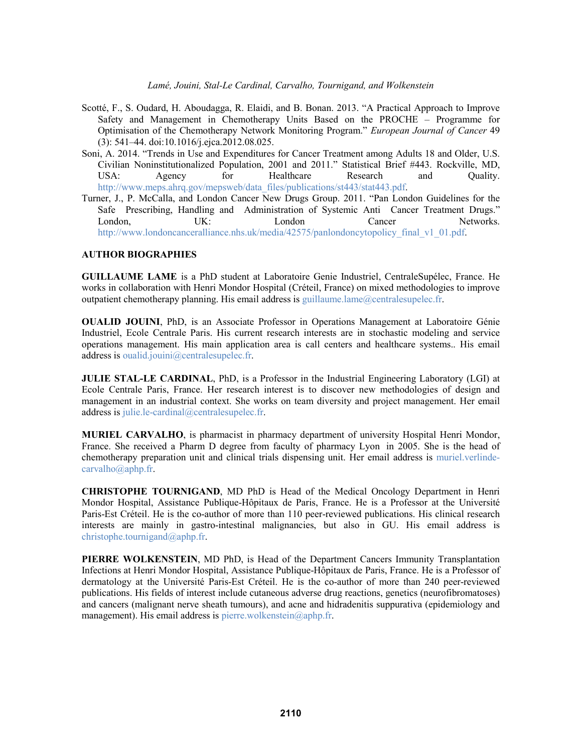Scotté, F., S. Oudard, H. Aboudagga, R. Elaidi, and B. Bonan. 2013. "A Practical Approach to Improve Safety and Management in Chemotherapy Units Based on the PROCHE – Programme for Optimisation of the Chemotherapy Network Monitoring Program." *European Journal of Cancer* 49 (3): 541–44. doi:10.1016/j.ejca.2012.08.025.

Soni, A. 2014. "Trends in Use and Expenditures for Cancer Treatment among Adults 18 and Older, U.S. Civilian Noninstitutionalized Population, 2001 and 2011." Statistical Brief #443. Rockville, MD, USA: Agency for Healthcare Research and Quality. http://www.meps.ahrq.gov/mepsweb/data_files/publications/st443/stat443.pdf.

Turner, J., P. McCalla, and London Cancer New Drugs Group. 2011. "Pan London Guidelines for the Safe Prescribing, Handling and Administration of Systemic Anti Cancer Treatment Drugs." London, UK: London Cancer Networks. http://www.londoncanceralliance.nhs.uk/media/42575/panlondoncytopolicy_final_v1_01.pdf.

## AUTHOR BIOGRAPHIES

**GUILLAUME LAME** is a PhD student at Laboratoire Genie Industriel, CentraleSupélec, France. He works in collaboration with Henri Mondor Hospital (Créteil, France) on mixed methodologies to improve outpatient chemotherapy planning. His email address is guillaume.lame@centralesupelec.fr.

**OUALID JOUINI**, PhD, is an Associate Professor in Operations Management at Laboratoire Génie Industriel, Ecole Centrale Paris. His current research interests are in stochastic modeling and service operations management. His main application area is call centers and healthcare systems.. His email address is oualid.jouini@centralesupelec.fr.

**JULIE STAL-LE CARDINAL**, PhD, is a Professor in the Industrial Engineering Laboratory (LGI) at Ecole Centrale Paris, France. Her research interest is to discover new methodologies of design and management in an industrial context. She works on team diversity and project management. Her email address is julie.le-cardinal@centralesupelec.fr.

**MURIEL CARVALHO**, is pharmacist in pharmacy department of university Hospital Henri Mondor, France. She received a Pharm D degree from faculty of pharmacy Lyon in 2005. She is the head of chemotherapy preparation unit and clinical trials dispensing unit. Her email address is muriel.verlinde-carvalho@aphp.fr.

**CHRISTOPHE TOURNIGAND**, MD PhD is Head of the Medical Oncology Department in Henri Mondor Hospital, Assistance Publique-Hôpitaux de Paris, France. He is a Professor at the Université Paris-Est Créteil. He is the co-author of more than 110 peer-reviewed publications. His clinical research interests are mainly in gastro-intestinal malignancies, but also in GU. His email address is christophe.tournigand@aphp.fr.

**PIERRE WOLKENSTEIN**, MD PhD, is Head of the Department Cancers Immunity Transplantation Infections at Henri Mondor Hospital, Assistance Publique-Hôpitaux de Paris, France. He is a Professor of dermatology at the Université Paris-Est Créteil. He is the co-author of more than 240 peer-reviewed publications. His fields of interest include cutaneous adverse drug reactions, genetics (neurofibromatoses) and cancers (malignant nerve sheath tumours), and acne and hidradenitis suppurativa (epidemiology and management). His email address is pierre.wolkenstein@aphp.fr.